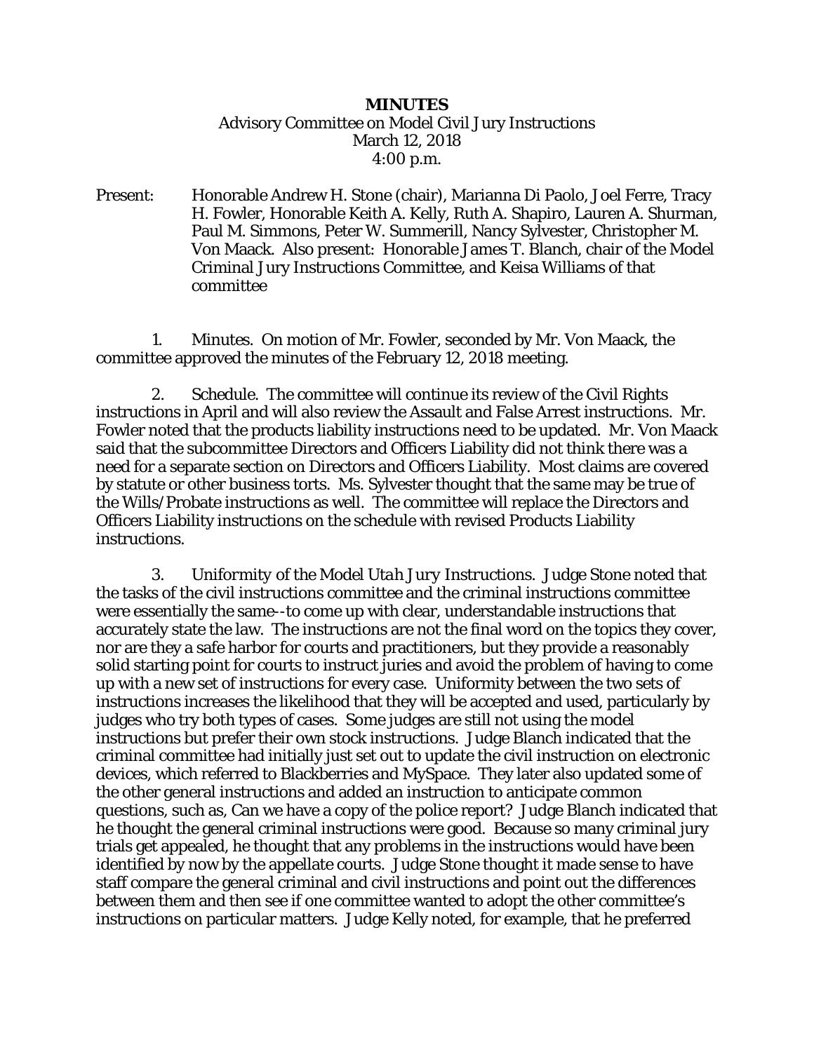**MINUTES**

Advisory Committee on Model Civil Jury Instructions
March 12, 2018
4:00 p.m.

Present: Honorable Andrew H. Stone (chair), Marianna Di Paolo, Joel Ferre, Tracy H. Fowler, Honorable Keith A. Kelly, Ruth A. Shapiro, Lauren A. Shurman, Paul M. Simmons, Peter W. Summerill, Nancy Sylvester, Christopher M. Von Maack. Also present: Honorable James T. Blanch, chair of the Model Criminal Jury Instructions Committee, and Keisa Williams of that committee

1. Minutes. On motion of Mr. Fowler, seconded by Mr. Von Maack, the committee approved the minutes of the February 12, 2018 meeting.

2. Schedule. The committee will continue its review of the Civil Rights instructions in April and will also review the Assault and False Arrest instructions. Mr. Fowler noted that the products liability instructions need to be updated. Mr. Von Maack said that the subcommittee Directors and Officers Liability did not think there was a need for a separate section on Directors and Officers Liability. Most claims are covered by statute or other business torts. Ms. Sylvester thought that the same may be true of the Wills/Probate instructions as well. The committee will replace the Directors and Officers Liability instructions on the schedule with revised Products Liability instructions.

3. Uniformity of the *Model Utah Jury Instructions*. Judge Stone noted that the tasks of the civil instructions committee and the criminal instructions committee were essentially the same--to come up with clear, understandable instructions that accurately state the law. The instructions are not the final word on the topics they cover, nor are they a safe harbor for courts and practitioners, but they provide a reasonably solid starting point for courts to instruct juries and avoid the problem of having to come up with a new set of instructions for every case. Uniformity between the two sets of instructions increases the likelihood that they will be accepted and used, particularly by judges who try both types of cases. Some judges are still not using the model instructions but prefer their own stock instructions. Judge Blanch indicated that the criminal committee had initially just set out to update the civil instruction on electronic devices, which referred to Blackberries and MySpace. They later also updated some of the other general instructions and added an instruction to anticipate common questions, such as, Can we have a copy of the police report? Judge Blanch indicated that he thought the general criminal instructions were good. Because so many criminal jury trials get appealed, he thought that any problems in the instructions would have been identified by now by the appellate courts. Judge Stone thought it made sense to have staff compare the general criminal and civil instructions and point out the differences between them and then see if one committee wanted to adopt the other committee's instructions on particular matters. Judge Kelly noted, for example, that he preferred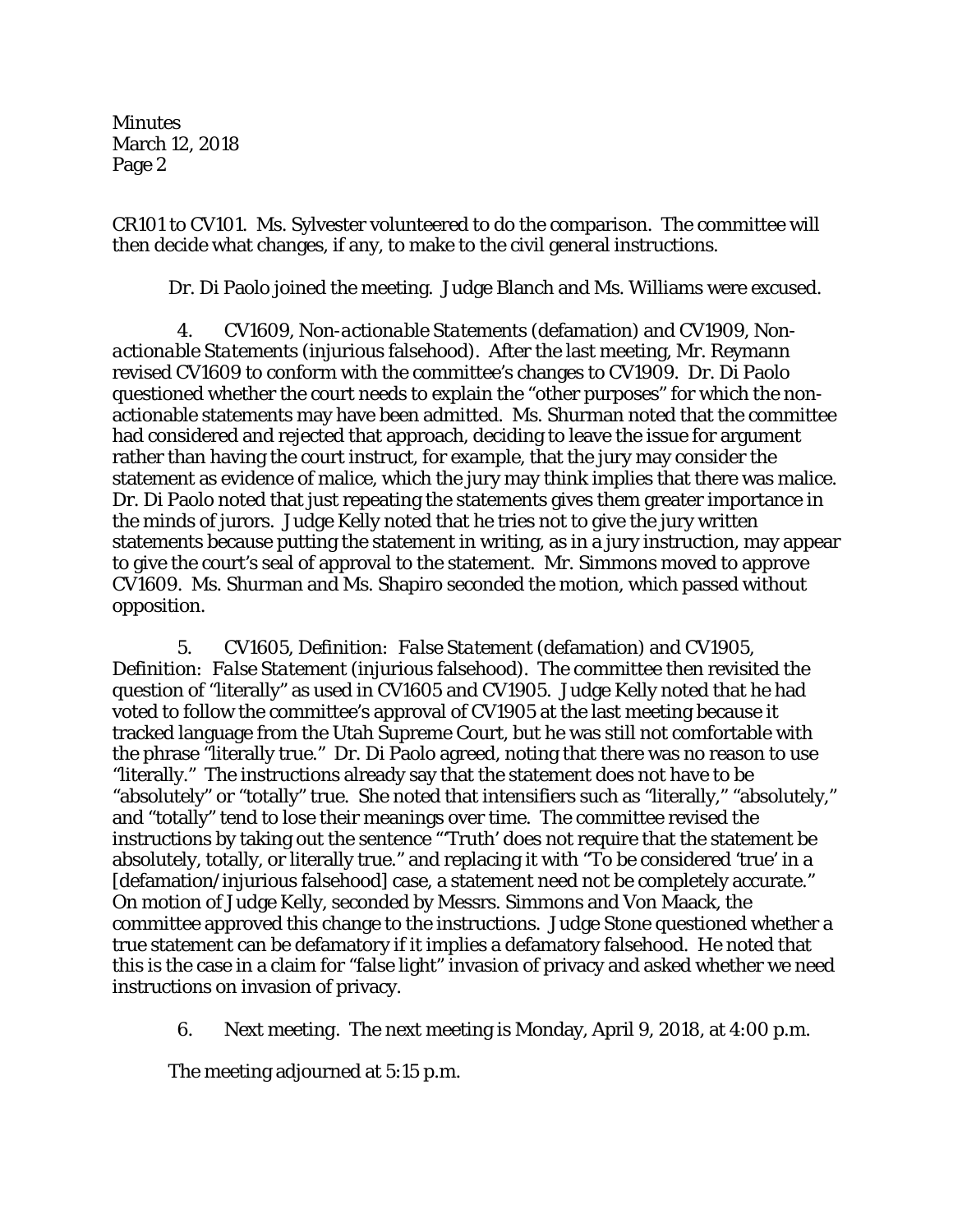CR101 to CV101. Ms. Sylvester volunteered to do the comparison. The committee will then decide what changes, if any, to make to the civil general instructions.

Dr. Di Paolo joined the meeting. Judge Blanch and Ms. Williams were excused.

4. CV1609, *Non-actionable Statements* (defamation) and CV1909, *Non-actionable Statements* (injurious falsehood). After the last meeting, Mr. Reymann revised CV1609 to conform with the committee's changes to CV1909. Dr. Di Paolo questioned whether the court needs to explain the "other purposes" for which the non-actionable statements may have been admitted. Ms. Shurman noted that the committee had considered and rejected that approach, deciding to leave the issue for argument rather than having the court instruct, for example, that the jury may consider the statement as evidence of malice, which the jury may think implies that there was malice. Dr. Di Paolo noted that just repeating the statements gives them greater importance in the minds of jurors. Judge Kelly noted that he tries not to give the jury written statements because putting the statement in writing, as in a jury instruction, may appear to give the court's seal of approval to the statement. Mr. Simmons moved to approve CV1609. Ms. Shurman and Ms. Shapiro seconded the motion, which passed without opposition.

5. CV1605, *Definition: False Statement* (defamation) and CV1905, *Definition: False Statement* (injurious falsehood). The committee then revisited the question of "literally" as used in CV1605 and CV1905. Judge Kelly noted that he had voted to follow the committee's approval of CV1905 at the last meeting because it tracked language from the Utah Supreme Court, but he was still not comfortable with the phrase "literally true." Dr. Di Paolo agreed, noting that there was no reason to use "literally." The instructions already say that the statement does not have to be "absolutely" or "totally" true. She noted that intensifiers such as "literally," "absolutely," and "totally" tend to lose their meanings over time. The committee revised the instructions by taking out the sentence "'Truth' does not require that the statement be absolutely, totally, or literally true." and replacing it with "To be considered 'true' in a [defamation/injurious falsehood] case, a statement need not be completely accurate." On motion of Judge Kelly, seconded by Messrs. Simmons and Von Maack, the committee approved this change to the instructions. Judge Stone questioned whether a true statement can be defamatory if it implies a defamatory falsehood. He noted that this is the case in a claim for "false light" invasion of privacy and asked whether we need instructions on invasion of privacy.

6. Next meeting. The next meeting is Monday, April 9, 2018, at 4:00 p.m.

The meeting adjourned at 5:15 p.m.